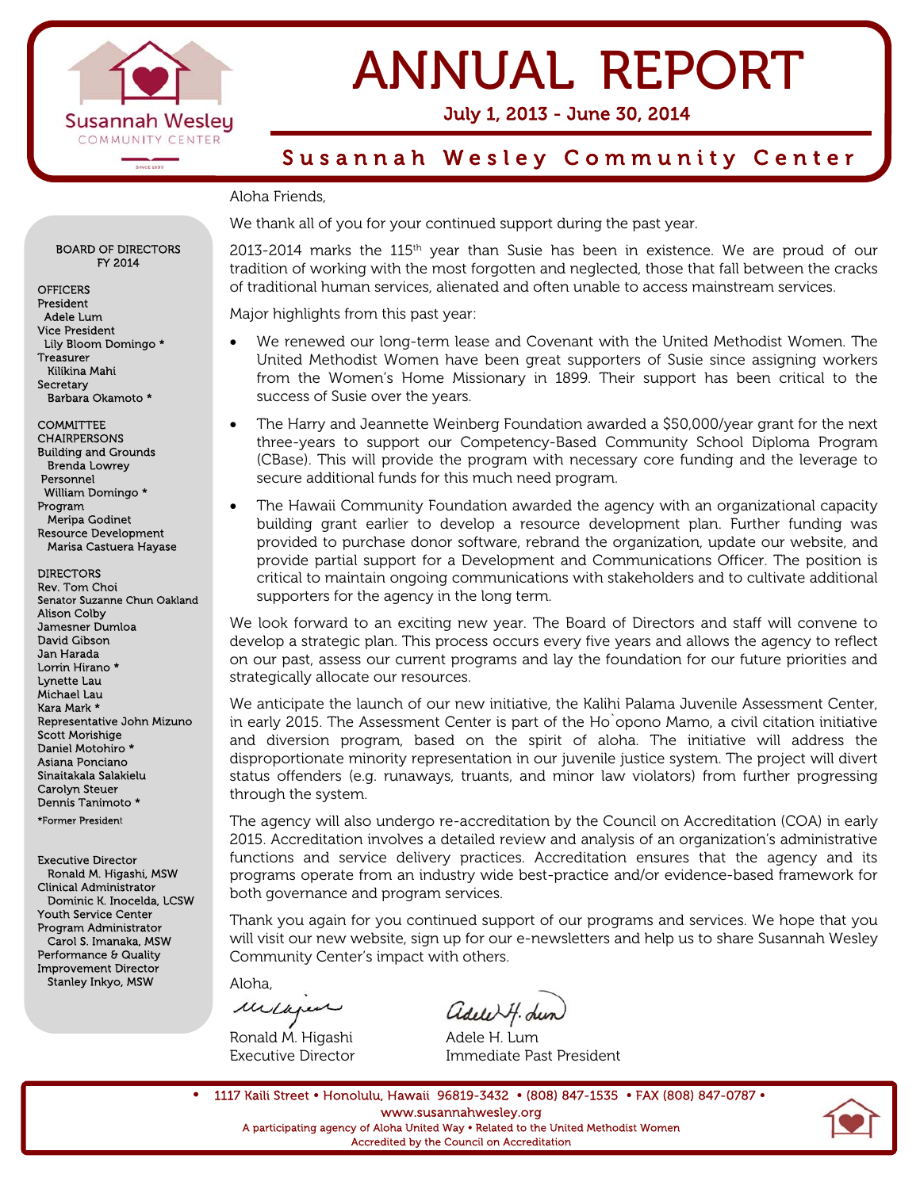# ANNUAL REPORT

July 1, 2013 - June 30, 2014

## Susannah Wesley Community Center

Aloha Friends,

We thank all of you for your continued support during the past year.

2013-2014 marks the 115th year than Susie has been in existence. We are proud of our tradition of working with the most forgotten and neglected, those that fall between the cracks of traditional human services, alienated and often unable to access mainstream services.

Major highlights from this past year:

- We renewed our long-term lease and Covenant with the United Methodist Women. The United Methodist Women have been great supporters of Susie since assigning workers from the Women's Home Missionary in 1899. Their support has been critical to the success of Susie over the years.
- The Harry and Jeannette Weinberg Foundation awarded a $50,000/year grant for the next three-years to support our Competency-Based Community School Diploma Program (CBase). This will provide the program with necessary core funding and the leverage to secure additional funds for this much need program.
- The Hawaii Community Foundation awarded the agency with an organizational capacity building grant earlier to develop a resource development plan. Further funding was provided to purchase donor software, rebrand the organization, update our website, and provide partial support for a Development and Communications Officer. The position is critical to maintain ongoing communications with stakeholders and to cultivate additional supporters for the agency in the long term.

We look forward to an exciting new year. The Board of Directors and staff will convene to develop a strategic plan. This process occurs every five years and allows the agency to reflect on our past, assess our current programs and lay the foundation for our future priorities and strategically allocate our resources.

We anticipate the launch of our new initiative, the Kalihi Palama Juvenile Assessment Center, in early 2015. The Assessment Center is part of the Ho`opono Mamo, a civil citation initiative and diversion program, based on the spirit of aloha. The initiative will address the disproportionate minority representation in our juvenile justice system. The project will divert status offenders (e.g. runaways, truants, and minor law violators) from further progressing through the system.

The agency will also undergo re-accreditation by the Council on Accreditation (COA) in early 2015. Accreditation involves a detailed review and analysis of an organization's administrative functions and service delivery practices. Accreditation ensures that the agency and its programs operate from an industry wide best-practice and/or evidence-based framework for both governance and program services.

Thank you again for you continued support of our programs and services. We hope that you will visit our new website, sign up for our e-newsletters and help us to share Susannah Wesley Community Center's impact with others.

Aloha,

Ronald M. Higashi
Executive Director

Adele H. Lum
Immediate Past President

---

**BOARD OF DIRECTORS FY 2014**

OFFICERS
President
Adele Lum
Vice President
Lily Bloom Domingo *
Treasurer
Kilikina Mahi
Secretary
Barbara Okamoto *

COMMITTEE CHAIRPERSONS
Building and Grounds
Brenda Lowrey
Personnel
William Domingo *
Program
Meripa Godinet
Resource Development
Marisa Castuera Hayase

DIRECTORS
Rev. Tom Choi
Senator Suzanne Chun Oakland
Alison Colby
Jamesner Dumloa
David Gibson
Jan Harada
Lorrin Hirano *
Lynette Lau
Michael Lau
Kara Mark *
Representative John Mizuno
Scott Morishige
Daniel Motohiro *
Asiana Ponciano
Sinaitakala Salakielu
Carolyn Steuer
Dennis Tanimoto *

*Former President

Executive Director
Ronald M. Higashi, MSW
Clinical Administrator
Dominic K. Inocelda, LCSW
Youth Service Center Program Administrator
Carol S. Imanaka, MSW
Performance & Quality Improvement Director
Stanley Inkyo, MSW

---

• 1117 Kaili Street • Honolulu, Hawaii 96819-3432 • (808) 847-1535 • FAX (808) 847-0787 •
www.susannahwesley.org
A participating agency of Aloha United Way • Related to the United Methodist Women
Accredited by the Council on Accreditation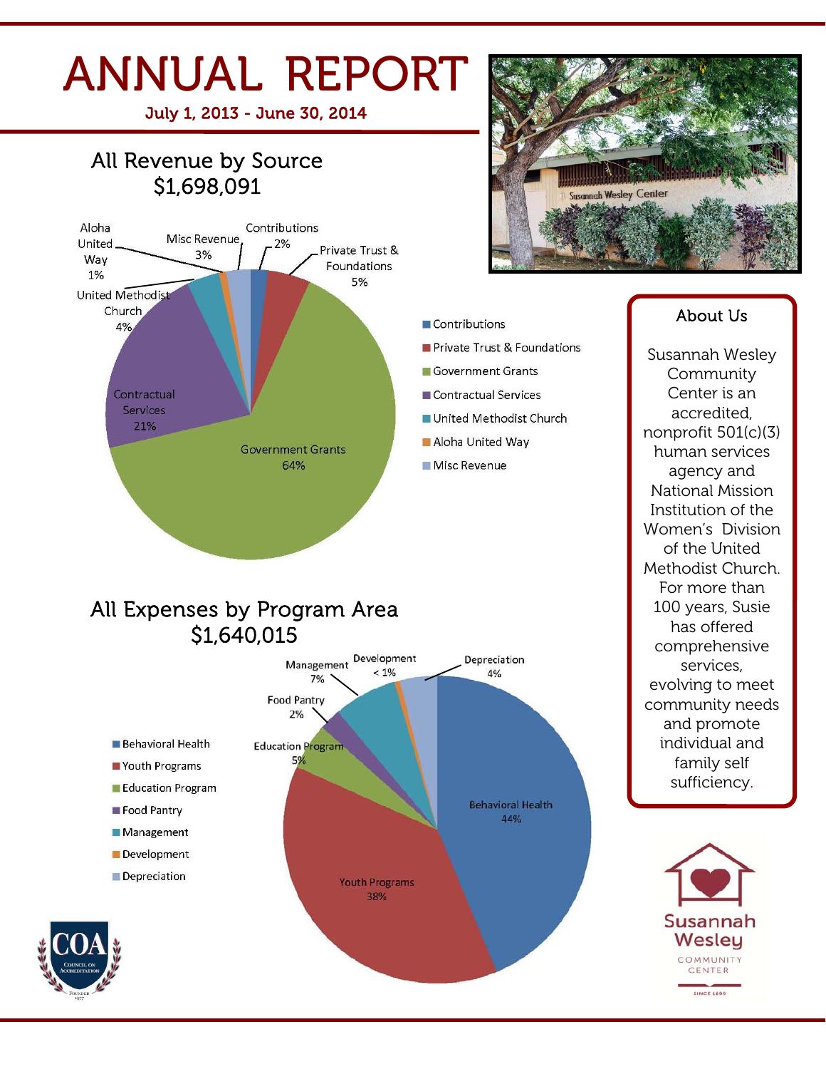# ANNUAL REPORT

**July 1, 2013 - June 30, 2014**

## All Revenue by Source
## $1,698,091

| Source | Percentage |
|---|---|
| Contributions | 2% |
| Private Trust & Foundations | 5% |
| Government Grants | 64% |
| Contractual Services | 21% |
| United Methodist Church | 4% |
| Aloha United Way | 1% |
| Misc Revenue | 3% |

## All Expenses by Program Area
## $1,640,015

| Program Area | Percentage |
|---|---|
| Behavioral Health | 44% |
| Youth Programs | 38% |
| Education Program | 5% |
| Food Pantry | 2% |
| Management | 7% |
| Development | < 1% |
| Depreciation | 4% |

### About Us

Susannah Wesley Community Center is an accredited, nonprofit 501(c)(3) human services agency and National Mission Institution of the Women's Division of the United Methodist Church. For more than 100 years, Susie has offered comprehensive services, evolving to meet community needs and promote individual and family self sufficiency.

Susannah Wesley Community Center
SINCE 1899

COA Council on Accreditation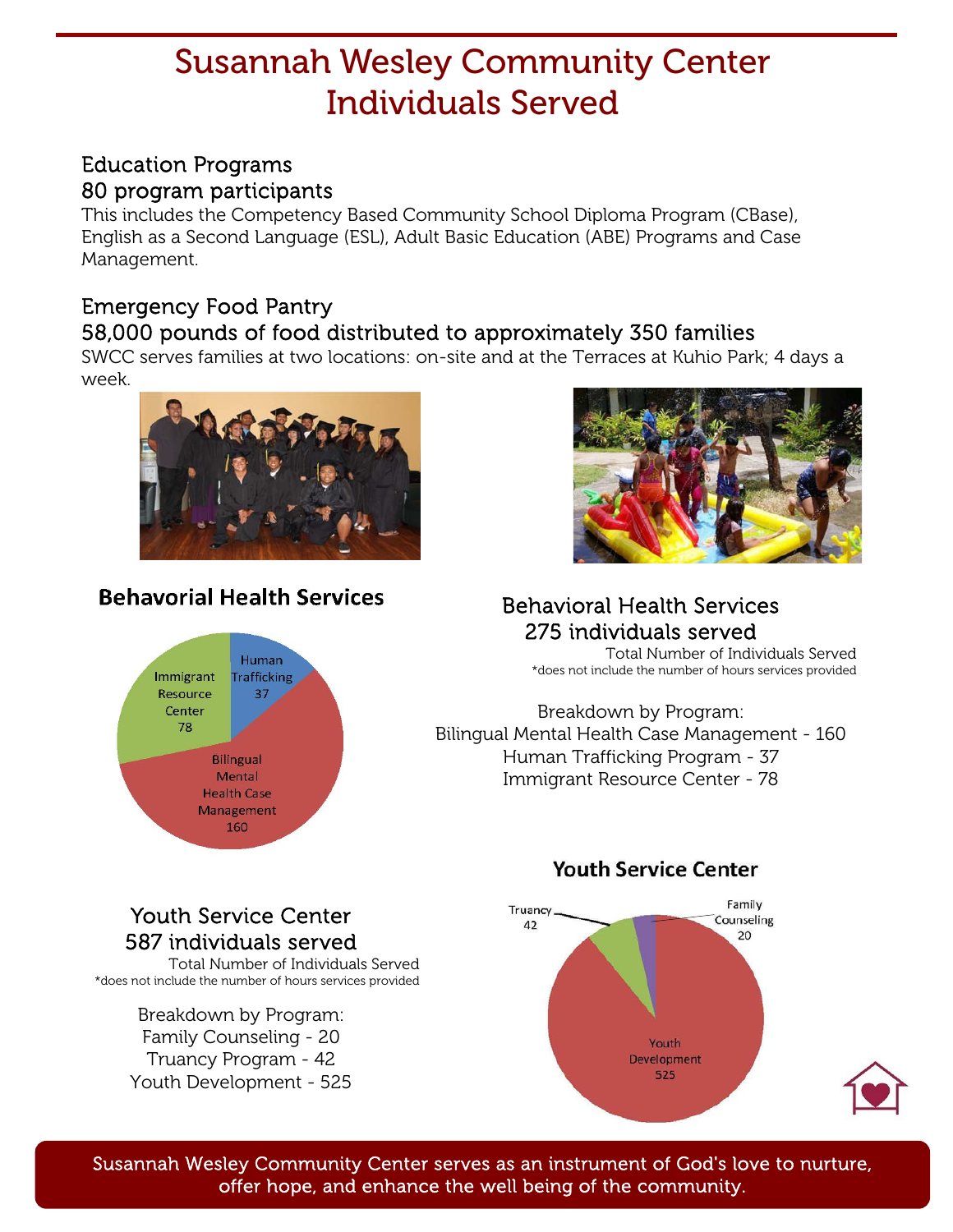# Susannah Wesley Community Center Individuals Served

## Education Programs
### 80 program participants

This includes the Competency Based Community School Diploma Program (CBase), English as a Second Language (ESL), Adult Basic Education (ABE) Programs and Case Management.

## Emergency Food Pantry
### 58,000 pounds of food distributed to approximately 350 families

SWCC serves families at two locations: on-site and at the Terraces at Kuhio Park; 4 days a week.

**Behavorial Health Services**

Human Trafficking 37
Immigrant Resource Center 78
Bilingual Mental Health Case Management 160

## Behavioral Health Services
### 275 individuals served

Total Number of Individuals Served
*does not include the number of hours services provided

Breakdown by Program:
Bilingual Mental Health Case Management - 160
Human Trafficking Program - 37
Immigrant Resource Center - 78

## Youth Service Center
### 587 individuals served

Total Number of Individuals Served
*does not include the number of hours services provided

Breakdown by Program:
Family Counseling - 20
Truancy Program - 42
Youth Development - 525

**Youth Service Center**

Truancy 42
Family Counseling 20
Youth Development 525

Susannah Wesley Community Center serves as an instrument of God's love to nurture, offer hope, and enhance the well being of the community.